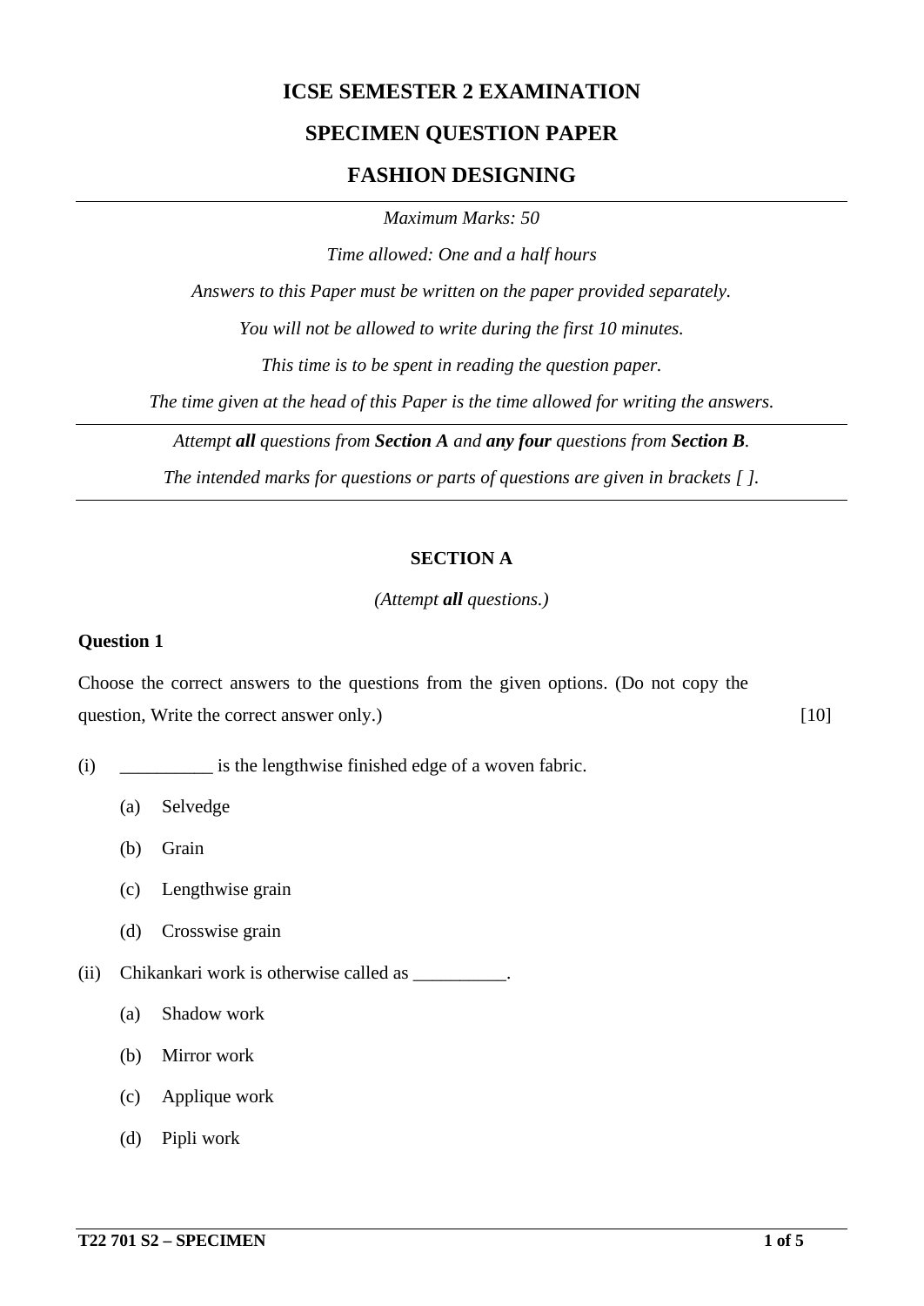# ICSE SEMESTER 2 EXAMINATION

## SPECIMEN QUESTION PAPER

## FASHION DESIGNING

*Maximum Marks: 50*

*Time allowed: One and a half hours*

*Answers to this Paper must be written on the paper provided separately.*

*You will not be allowed to write during the first 10 minutes.*

*This time is to be spent in reading the question paper.*

*The time given at the head of this Paper is the time allowed for writing the answers.*

---

*Attempt **all** questions from **Section A** and **any four** questions from **Section B**.*

*The intended marks for questions or parts of questions are given in brackets [ ].*

---

### SECTION A

*(Attempt **all** questions.)*

**Question 1**

Choose the correct answers to the questions from the given options. (Do not copy the question, Write the correct answer only.) [10]

(i) __________ is the lengthwise finished edge of a woven fabric.

(a) Selvedge

(b) Grain

(c) Lengthwise grain

(d) Crosswise grain

(ii) Chikankari work is otherwise called as __________.

(a) Shadow work

(b) Mirror work

(c) Applique work

(d) Pipli work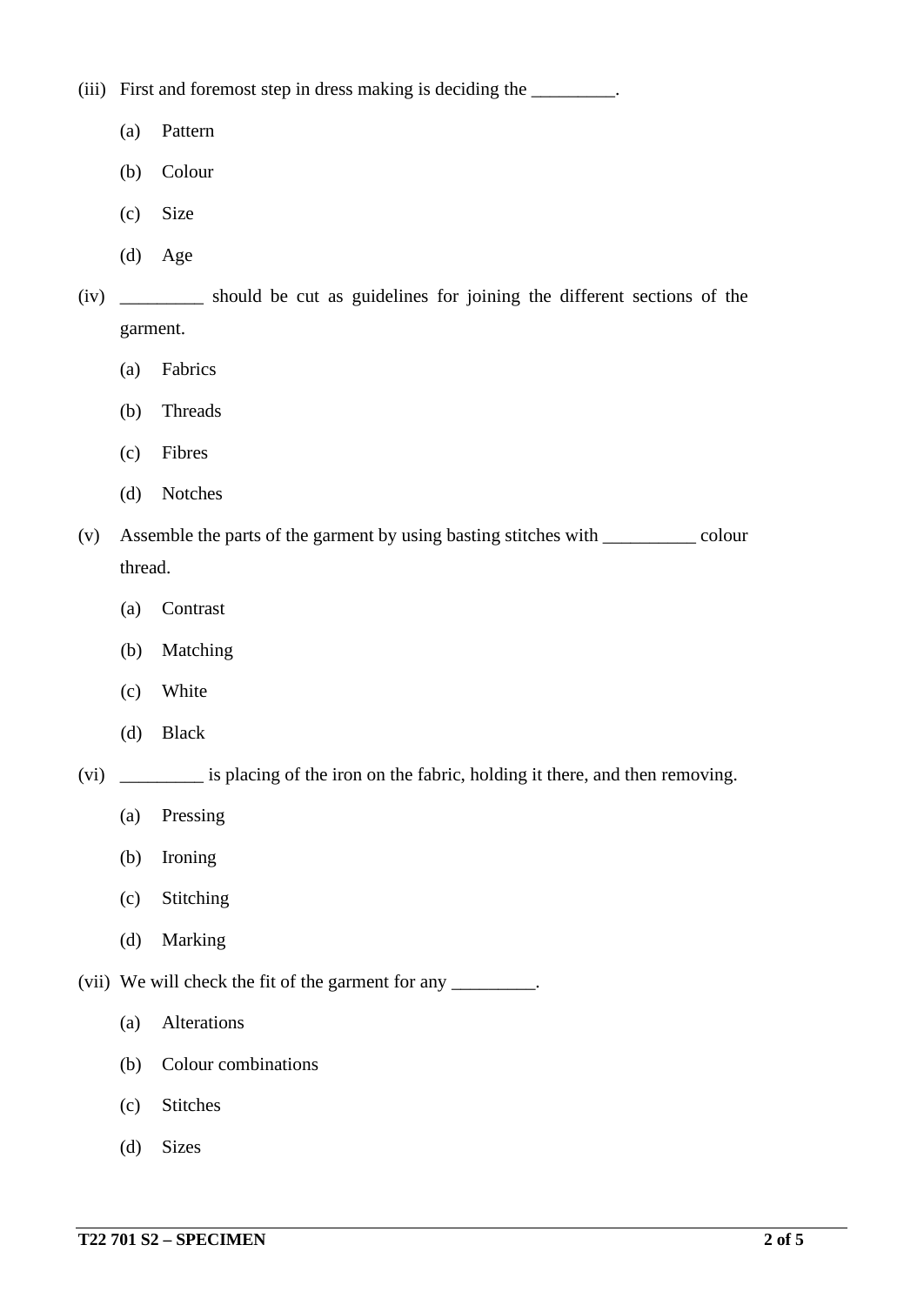(iii) First and foremost step in dress making is deciding the _________.

- (a) Pattern
- (b) Colour
- (c) Size
- (d) Age

(iv) _________ should be cut as guidelines for joining the different sections of the garment.

- (a) Fabrics
- (b) Threads
- (c) Fibres
- (d) Notches

(v) Assemble the parts of the garment by using basting stitches with __________ colour thread.

- (a) Contrast
- (b) Matching
- (c) White
- (d) Black

(vi) _________ is placing of the iron on the fabric, holding it there, and then removing.

- (a) Pressing
- (b) Ironing
- (c) Stitching
- (d) Marking

(vii) We will check the fit of the garment for any _________.

- (a) Alterations
- (b) Colour combinations
- (c) Stitches
- (d) Sizes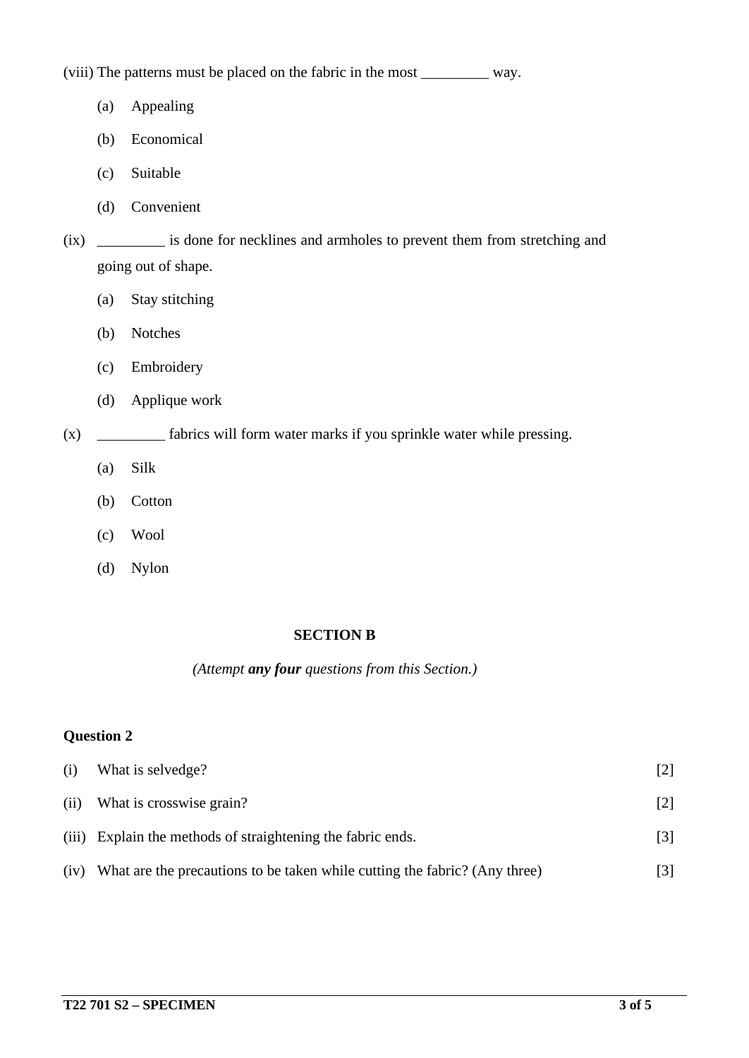(viii) The patterns must be placed on the fabric in the most _________ way.

- (a) Appealing
- (b) Economical
- (c) Suitable
- (d) Convenient

(ix) _________ is done for necklines and armholes to prevent them from stretching and going out of shape.

- (a) Stay stitching
- (b) Notches
- (c) Embroidery
- (d) Applique work

(x) _________ fabrics will form water marks if you sprinkle water while pressing.

- (a) Silk
- (b) Cotton
- (c) Wool
- (d) Nylon

## SECTION B

*(Attempt **any four** questions from this Section.)*

### Question 2

(i) What is selvedge? [2]

(ii) What is crosswise grain? [2]

(iii) Explain the methods of straightening the fabric ends. [3]

(iv) What are the precautions to be taken while cutting the fabric? (Any three) [3]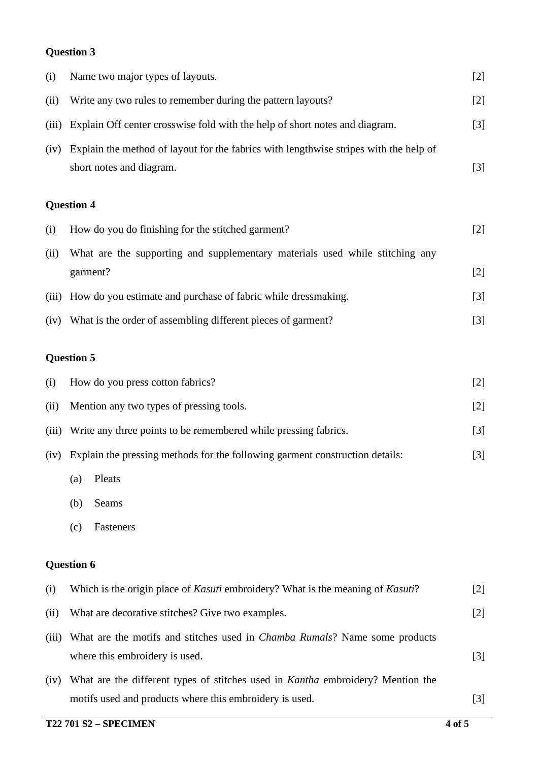**Question 3**

(i) Name two major types of layouts. [2]

(ii) Write any two rules to remember during the pattern layouts? [2]

(iii) Explain Off center crosswise fold with the help of short notes and diagram. [3]

(iv) Explain the method of layout for the fabrics with lengthwise stripes with the help of short notes and diagram. [3]

**Question 4**

(i) How do you do finishing for the stitched garment? [2]

(ii) What are the supporting and supplementary materials used while stitching any garment? [2]

(iii) How do you estimate and purchase of fabric while dressmaking. [3]

(iv) What is the order of assembling different pieces of garment? [3]

**Question 5**

(i) How do you press cotton fabrics? [2]

(ii) Mention any two types of pressing tools. [2]

(iii) Write any three points to be remembered while pressing fabrics. [3]

(iv) Explain the pressing methods for the following garment construction details: [3]

(a) Pleats

(b) Seams

(c) Fasteners

**Question 6**

(i) Which is the origin place of *Kasuti* embroidery? What is the meaning of *Kasuti*? [2]

(ii) What are decorative stitches? Give two examples. [2]

(iii) What are the motifs and stitches used in *Chamba Rumals*? Name some products where this embroidery is used. [3]

(iv) What are the different types of stitches used in *Kantha* embroidery? Mention the motifs used and products where this embroidery is used. [3]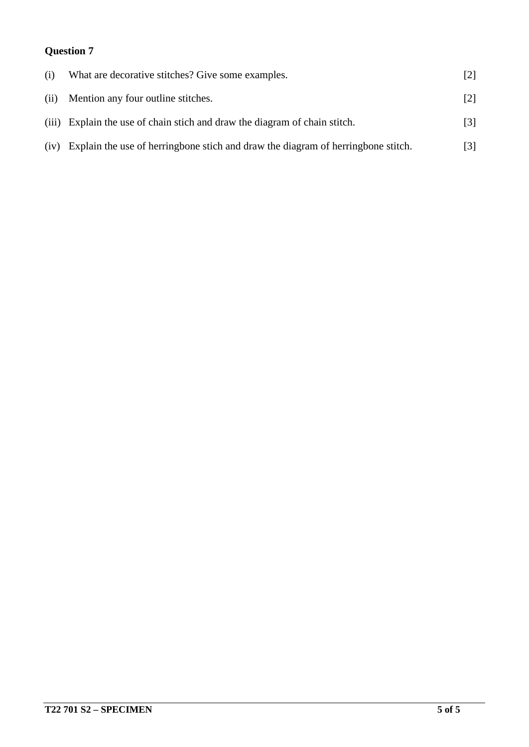**Question 7**

(i) What are decorative stitches? Give some examples. [2]

(ii) Mention any four outline stitches. [2]

(iii) Explain the use of chain stich and draw the diagram of chain stitch. [3]

(iv) Explain the use of herringbone stich and draw the diagram of herringbone stitch. [3]